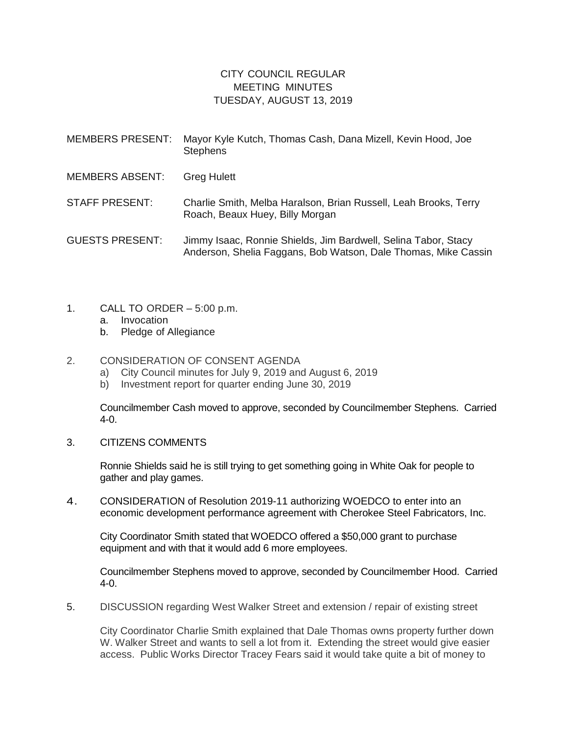# CITY COUNCIL REGULAR MEETING MINUTES
# TUESDAY, AUGUST 13, 2019

MEMBERS PRESENT: Mayor Kyle Kutch, Thomas Cash, Dana Mizell, Kevin Hood, Joe Stephens

MEMBERS ABSENT: Greg Hulett

STAFF PRESENT: Charlie Smith, Melba Haralson, Brian Russell, Leah Brooks, Terry Roach, Beaux Huey, Billy Morgan

GUESTS PRESENT: Jimmy Isaac, Ronnie Shields, Jim Bardwell, Selina Tabor, Stacy Anderson, Shelia Faggans, Bob Watson, Dale Thomas, Mike Cassin

1. CALL TO ORDER – 5:00 p.m.
   a. Invocation
   b. Pledge of Allegiance

2. CONSIDERATION OF CONSENT AGENDA
   a) City Council minutes for July 9, 2019 and August 6, 2019
   b) Investment report for quarter ending June 30, 2019

   Councilmember Cash moved to approve, seconded by Councilmember Stephens. Carried 4-0.

3. CITIZENS COMMENTS

   Ronnie Shields said he is still trying to get something going in White Oak for people to gather and play games.

4. CONSIDERATION of Resolution 2019-11 authorizing WOEDCO to enter into an economic development performance agreement with Cherokee Steel Fabricators, Inc.

   City Coordinator Smith stated that WOEDCO offered a $50,000 grant to purchase equipment and with that it would add 6 more employees.

   Councilmember Stephens moved to approve, seconded by Councilmember Hood. Carried 4-0.

5. DISCUSSION regarding West Walker Street and extension / repair of existing street

   City Coordinator Charlie Smith explained that Dale Thomas owns property further down W. Walker Street and wants to sell a lot from it. Extending the street would give easier access. Public Works Director Tracey Fears said it would take quite a bit of money to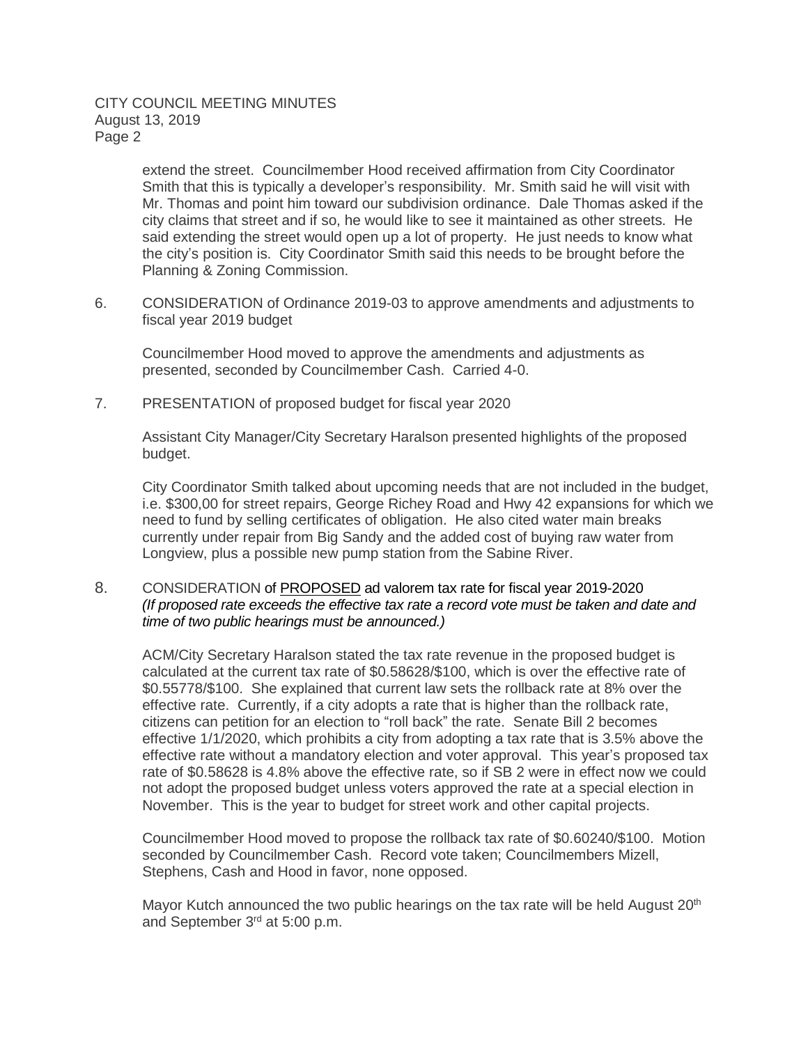extend the street. Councilmember Hood received affirmation from City Coordinator Smith that this is typically a developer's responsibility. Mr. Smith said he will visit with Mr. Thomas and point him toward our subdivision ordinance. Dale Thomas asked if the city claims that street and if so, he would like to see it maintained as other streets. He said extending the street would open up a lot of property. He just needs to know what the city's position is. City Coordinator Smith said this needs to be brought before the Planning & Zoning Commission.

6. CONSIDERATION of Ordinance 2019-03 to approve amendments and adjustments to fiscal year 2019 budget

   Councilmember Hood moved to approve the amendments and adjustments as presented, seconded by Councilmember Cash. Carried 4-0.

7. PRESENTATION of proposed budget for fiscal year 2020

   Assistant City Manager/City Secretary Haralson presented highlights of the proposed budget.

   City Coordinator Smith talked about upcoming needs that are not included in the budget, i.e. $300,00 for street repairs, George Richey Road and Hwy 42 expansions for which we need to fund by selling certificates of obligation. He also cited water main breaks currently under repair from Big Sandy and the added cost of buying raw water from Longview, plus a possible new pump station from the Sabine River.

8. CONSIDERATION of PROPOSED ad valorem tax rate for fiscal year 2019-2020
   *(If proposed rate exceeds the effective tax rate a record vote must be taken and date and time of two public hearings must be announced.)*

   ACM/City Secretary Haralson stated the tax rate revenue in the proposed budget is calculated at the current tax rate of $0.58628/$100, which is over the effective rate of $0.55778/$100. She explained that current law sets the rollback rate at 8% over the effective rate. Currently, if a city adopts a rate that is higher than the rollback rate, citizens can petition for an election to "roll back" the rate. Senate Bill 2 becomes effective 1/1/2020, which prohibits a city from adopting a tax rate that is 3.5% above the effective rate without a mandatory election and voter approval. This year's proposed tax rate of $0.58628 is 4.8% above the effective rate, so if SB 2 were in effect now we could not adopt the proposed budget unless voters approved the rate at a special election in November. This is the year to budget for street work and other capital projects.

   Councilmember Hood moved to propose the rollback tax rate of $0.60240/$100. Motion seconded by Councilmember Cash. Record vote taken; Councilmembers Mizell, Stephens, Cash and Hood in favor, none opposed.

   Mayor Kutch announced the two public hearings on the tax rate will be held August 20th and September 3rd at 5:00 p.m.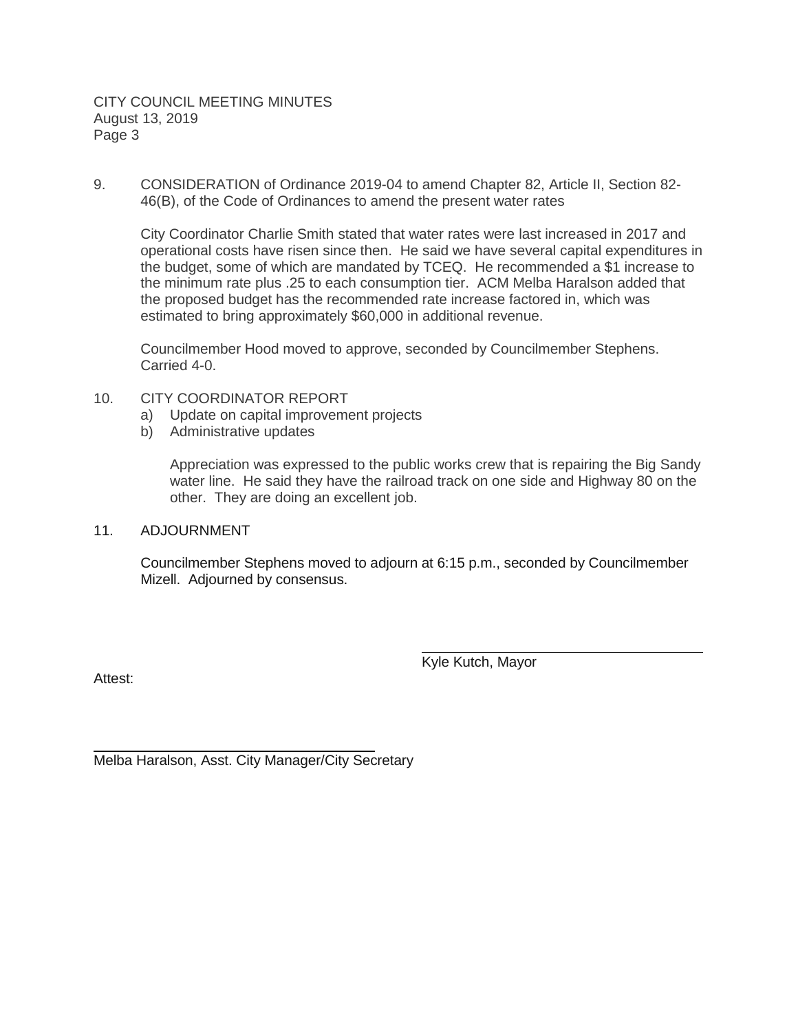9. CONSIDERATION of Ordinance 2019-04 to amend Chapter 82, Article II, Section 82-46(B), of the Code of Ordinances to amend the present water rates

   City Coordinator Charlie Smith stated that water rates were last increased in 2017 and operational costs have risen since then. He said we have several capital expenditures in the budget, some of which are mandated by TCEQ. He recommended a $1 increase to the minimum rate plus .25 to each consumption tier. ACM Melba Haralson added that the proposed budget has the recommended rate increase factored in, which was estimated to bring approximately $60,000 in additional revenue.

   Councilmember Hood moved to approve, seconded by Councilmember Stephens. Carried 4-0.

10. CITY COORDINATOR REPORT
    a) Update on capital improvement projects
    b) Administrative updates

    Appreciation was expressed to the public works crew that is repairing the Big Sandy water line. He said they have the railroad track on one side and Highway 80 on the other. They are doing an excellent job.

11. ADJOURNMENT

    Councilmember Stephens moved to adjourn at 6:15 p.m., seconded by Councilmember Mizell. Adjourned by consensus.

\_\_\_\_\_\_\_\_\_\_\_\_\_\_\_\_\_\_\_\_\_\_\_\_\_\_\_\_\_\_\_\_\_\_\_\_\_\_

Kyle Kutch, Mayor

Attest:

\_\_\_\_\_\_\_\_\_\_\_\_\_\_\_\_\_\_\_\_\_\_\_\_\_\_\_\_\_\_\_\_\_\_\_\_\_\_

Melba Haralson, Asst. City Manager/City Secretary